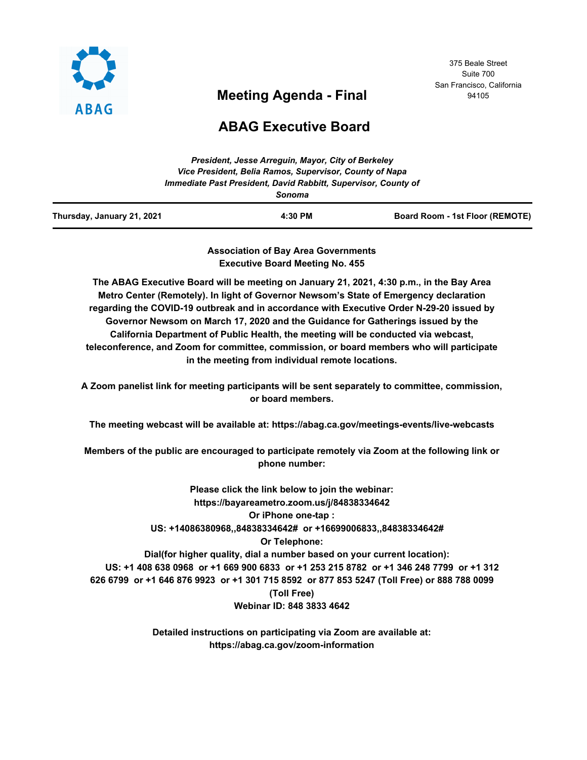ABAG

375 Beale Street
Suite 700
San Francisco, California
94105

# Meeting Agenda - Final

# ABAG Executive Board

*President, Jesse Arreguin, Mayor, City of Berkeley*
*Vice President, Belia Ramos, Supervisor, County of Napa*
*Immediate Past President, David Rabbitt, Supervisor, County of Sonoma*

| Thursday, January 21, 2021 | 4:30 PM | Board Room - 1st Floor (REMOTE) |
|---|---|---|

**Association of Bay Area Governments**
**Executive Board Meeting No. 455**

**The ABAG Executive Board will be meeting on January 21, 2021, 4:30 p.m., in the Bay Area Metro Center (Remotely). In light of Governor Newsom's State of Emergency declaration regarding the COVID-19 outbreak and in accordance with Executive Order N-29-20 issued by Governor Newsom on March 17, 2020 and the Guidance for Gatherings issued by the California Department of Public Health, the meeting will be conducted via webcast, teleconference, and Zoom for committee, commission, or board members who will participate in the meeting from individual remote locations.**

**A Zoom panelist link for meeting participants will be sent separately to committee, commission, or board members.**

**The meeting webcast will be available at: https://abag.ca.gov/meetings-events/live-webcasts**

**Members of the public are encouraged to participate remotely via Zoom at the following link or phone number:**

**Please click the link below to join the webinar:**
**https://bayareametro.zoom.us/j/84838334642**
**Or iPhone one-tap :**
**US: +14086380968,,84838334642# or +16699006833,,84838334642#**
**Or Telephone:**
**Dial(for higher quality, dial a number based on your current location):**
**US: +1 408 638 0968 or +1 669 900 6833 or +1 253 215 8782 or +1 346 248 7799 or +1 312 626 6799 or +1 646 876 9923 or +1 301 715 8592 or 877 853 5247 (Toll Free) or 888 788 0099 (Toll Free)**
**Webinar ID: 848 3833 4642**

**Detailed instructions on participating via Zoom are available at:**
**https://abag.ca.gov/zoom-information**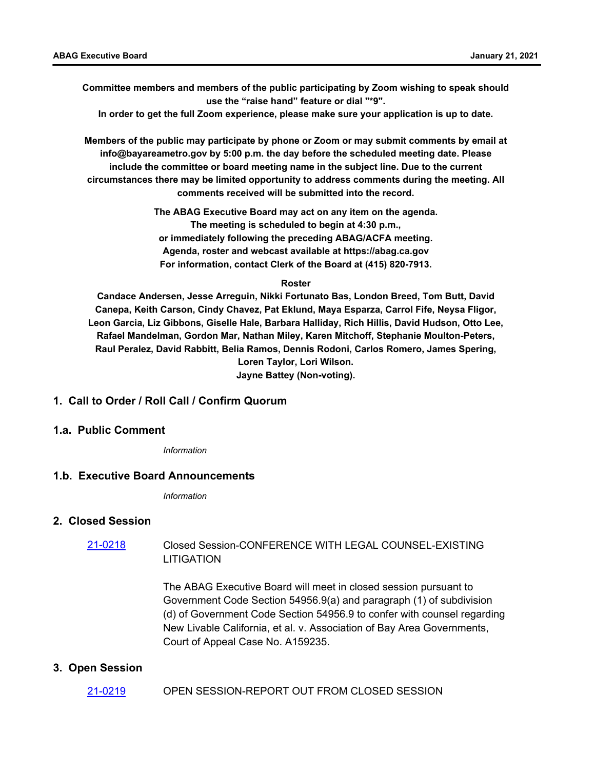**Committee members and members of the public participating by Zoom wishing to speak should use the “raise hand” feature or dial "*9".**
**In order to get the full Zoom experience, please make sure your application is up to date.**

**Members of the public may participate by phone or Zoom or may submit comments by email at info@bayareametro.gov by 5:00 p.m. the day before the scheduled meeting date. Please include the committee or board meeting name in the subject line. Due to the current circumstances there may be limited opportunity to address comments during the meeting. All comments received will be submitted into the record.**

**The ABAG Executive Board may act on any item on the agenda.**
**The meeting is scheduled to begin at 4:30 p.m.,**
**or immediately following the preceding ABAG/ACFA meeting.**
**Agenda, roster and webcast available at https://abag.ca.gov**
**For information, contact Clerk of the Board at (415) 820-7913.**

**Roster**

**Candace Andersen, Jesse Arreguin, Nikki Fortunato Bas, London Breed, Tom Butt, David Canepa, Keith Carson, Cindy Chavez, Pat Eklund, Maya Esparza, Carrol Fife, Neysa Fligor, Leon Garcia, Liz Gibbons, Giselle Hale, Barbara Halliday, Rich Hillis, David Hudson, Otto Lee, Rafael Mandelman, Gordon Mar, Nathan Miley, Karen Mitchoff, Stephanie Moulton-Peters, Raul Peralez, David Rabbitt, Belia Ramos, Dennis Rodoni, Carlos Romero, James Spering, Loren Taylor, Lori Wilson.**
**Jayne Battey (Non-voting).**

## 1. Call to Order / Roll Call / Confirm Quorum

## 1.a. Public Comment

*Information*

## 1.b. Executive Board Announcements

*Information*

## 2. Closed Session

21-0218 Closed Session-CONFERENCE WITH LEGAL COUNSEL-EXISTING LITIGATION

The ABAG Executive Board will meet in closed session pursuant to Government Code Section 54956.9(a) and paragraph (1) of subdivision (d) of Government Code Section 54956.9 to confer with counsel regarding New Livable California, et al. v. Association of Bay Area Governments, Court of Appeal Case No. A159235.

## 3. Open Session

21-0219 OPEN SESSION-REPORT OUT FROM CLOSED SESSION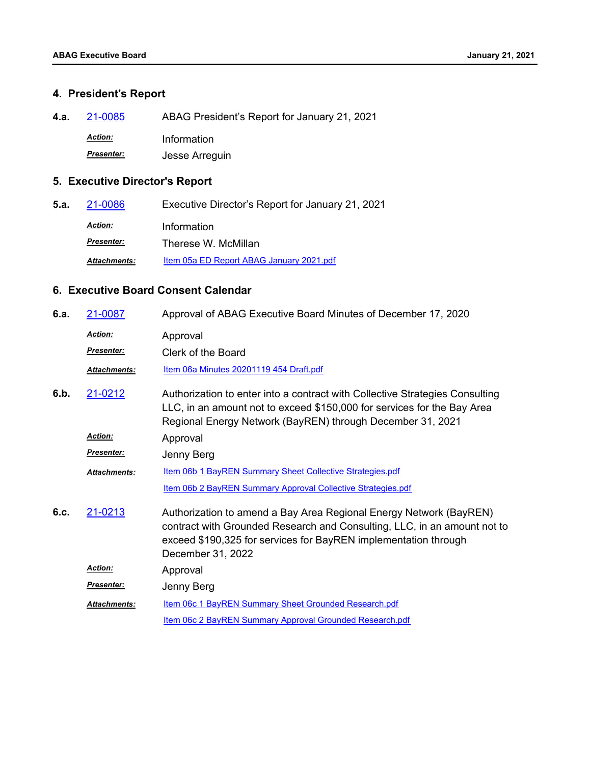## 4. President's Report

**4.a.** 21-0085 ABAG President's Report for January 21, 2021

*Action:* Information

*Presenter:* Jesse Arreguin

## 5. Executive Director's Report

**5.a.** 21-0086 Executive Director's Report for January 21, 2021

*Action:* Information

*Presenter:* Therese W. McMillan

*Attachments:* Item 05a ED Report ABAG January 2021.pdf

## 6. Executive Board Consent Calendar

**6.a.** 21-0087 Approval of ABAG Executive Board Minutes of December 17, 2020

*Action:* Approval

*Presenter:* Clerk of the Board

*Attachments:* Item 06a Minutes 20201119 454 Draft.pdf

**6.b.** 21-0212 Authorization to enter into a contract with Collective Strategies Consulting LLC, in an amount not to exceed $150,000 for services for the Bay Area Regional Energy Network (BayREN) through December 31, 2021

*Action:* Approval

*Presenter:* Jenny Berg

*Attachments:* Item 06b 1 BayREN Summary Sheet Collective Strategies.pdf

Item 06b 2 BayREN Summary Approval Collective Strategies.pdf

**6.c.** 21-0213 Authorization to amend a Bay Area Regional Energy Network (BayREN) contract with Grounded Research and Consulting, LLC, in an amount not to exceed $190,325 for services for BayREN implementation through December 31, 2022

*Action:* Approval

*Presenter:* Jenny Berg

*Attachments:* Item 06c 1 BayREN Summary Sheet Grounded Research.pdf

Item 06c 2 BayREN Summary Approval Grounded Research.pdf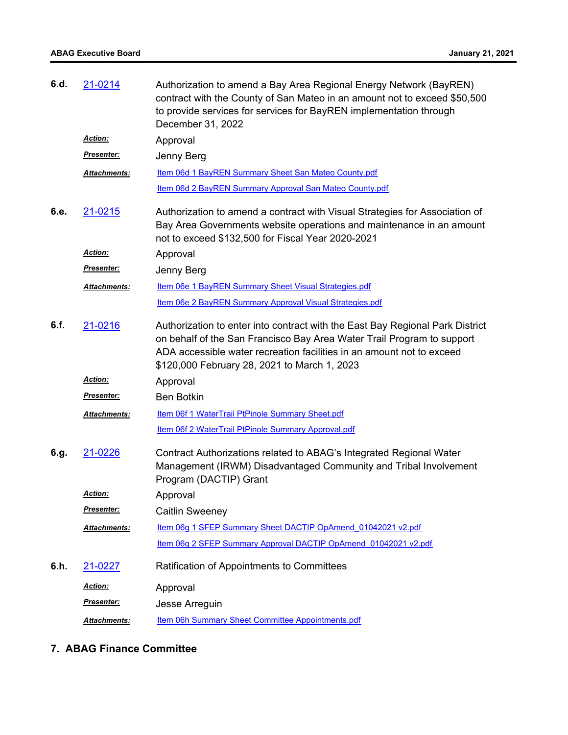**6.d.** [21-0214](21-0214)

Authorization to amend a Bay Area Regional Energy Network (BayREN) contract with the County of San Mateo in an amount not to exceed $50,500 to provide services for services for BayREN implementation through December 31, 2022

***Action:*** Approval

***Presenter:*** Jenny Berg

***Attachments:*** [Item 06d 1 BayREN Summary Sheet San Mateo County.pdf](Item 06d 1 BayREN Summary Sheet San Mateo County.pdf)

[Item 06d 2 BayREN Summary Approval San Mateo County.pdf](Item 06d 2 BayREN Summary Approval San Mateo County.pdf)

**6.e.** [21-0215](21-0215)

Authorization to amend a contract with Visual Strategies for Association of Bay Area Governments website operations and maintenance in an amount not to exceed $132,500 for Fiscal Year 2020-2021

***Action:*** Approval

***Presenter:*** Jenny Berg

***Attachments:*** [Item 06e 1 BayREN Summary Sheet Visual Strategies.pdf](Item 06e 1 BayREN Summary Sheet Visual Strategies.pdf)

[Item 06e 2 BayREN Summary Approval Visual Strategies.pdf](Item 06e 2 BayREN Summary Approval Visual Strategies.pdf)

**6.f.** [21-0216](21-0216)

Authorization to enter into contract with the East Bay Regional Park District on behalf of the San Francisco Bay Area Water Trail Program to support ADA accessible water recreation facilities in an amount not to exceed $120,000 February 28, 2021 to March 1, 2023

***Action:*** Approval

***Presenter:*** Ben Botkin

***Attachments:*** [Item 06f 1 WaterTrail PtPinole Summary Sheet.pdf](Item 06f 1 WaterTrail PtPinole Summary Sheet.pdf)

[Item 06f 2 WaterTrail PtPinole Summary Approval.pdf](Item 06f 2 WaterTrail PtPinole Summary Approval.pdf)

**6.g.** [21-0226](21-0226)

Contract Authorizations related to ABAG's Integrated Regional Water Management (IRWM) Disadvantaged Community and Tribal Involvement Program (DACTIP) Grant

***Action:*** Approval

***Presenter:*** Caitlin Sweeney

***Attachments:*** [Item 06g 1 SFEP Summary Sheet DACTIP OpAmend_01042021 v2.pdf](Item 06g 1 SFEP Summary Sheet DACTIP OpAmend_01042021 v2.pdf)

[Item 06g 2 SFEP Summary Approval DACTIP OpAmend_01042021 v2.pdf](Item 06g 2 SFEP Summary Approval DACTIP OpAmend_01042021 v2.pdf)

**6.h.** [21-0227](21-0227)

Ratification of Appointments to Committees

***Action:*** Approval

***Presenter:*** Jesse Arreguin

***Attachments:*** [Item 06h Summary Sheet Committee Appointments.pdf](Item 06h Summary Sheet Committee Appointments.pdf)

## 7. ABAG Finance Committee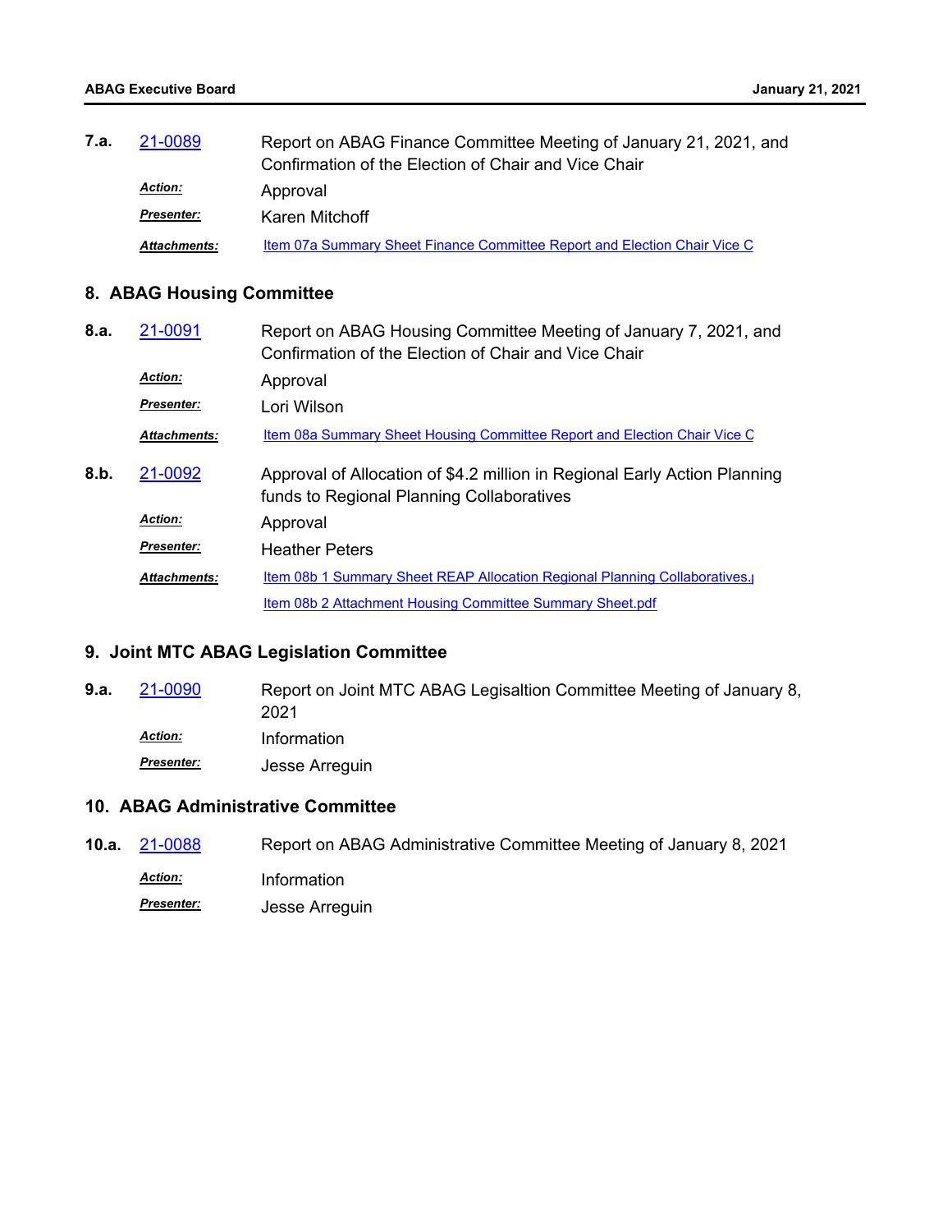**7.a.** 21-0089 Report on ABAG Finance Committee Meeting of January 21, 2021, and Confirmation of the Election of Chair and Vice Chair

***Action:*** Approval

***Presenter:*** Karen Mitchoff

***Attachments:*** Item 07a Summary Sheet Finance Committee Report and Election Chair Vice C

## 8. ABAG Housing Committee

**8.a.** 21-0091 Report on ABAG Housing Committee Meeting of January 7, 2021, and Confirmation of the Election of Chair and Vice Chair

***Action:*** Approval

***Presenter:*** Lori Wilson

***Attachments:*** Item 08a Summary Sheet Housing Committee Report and Election Chair Vice C

**8.b.** 21-0092 Approval of Allocation of $4.2 million in Regional Early Action Planning funds to Regional Planning Collaboratives

***Action:*** Approval

***Presenter:*** Heather Peters

***Attachments:*** Item 08b 1 Summary Sheet REAP Allocation Regional Planning Collaboratives.

Item 08b 2 Attachment Housing Committee Summary Sheet.pdf

## 9. Joint MTC ABAG Legislation Committee

**9.a.** 21-0090 Report on Joint MTC ABAG Legisaltion Committee Meeting of January 8, 2021

***Action:*** Information

***Presenter:*** Jesse Arreguin

## 10. ABAG Administrative Committee

**10.a.** 21-0088 Report on ABAG Administrative Committee Meeting of January 8, 2021

***Action:*** Information

***Presenter:*** Jesse Arreguin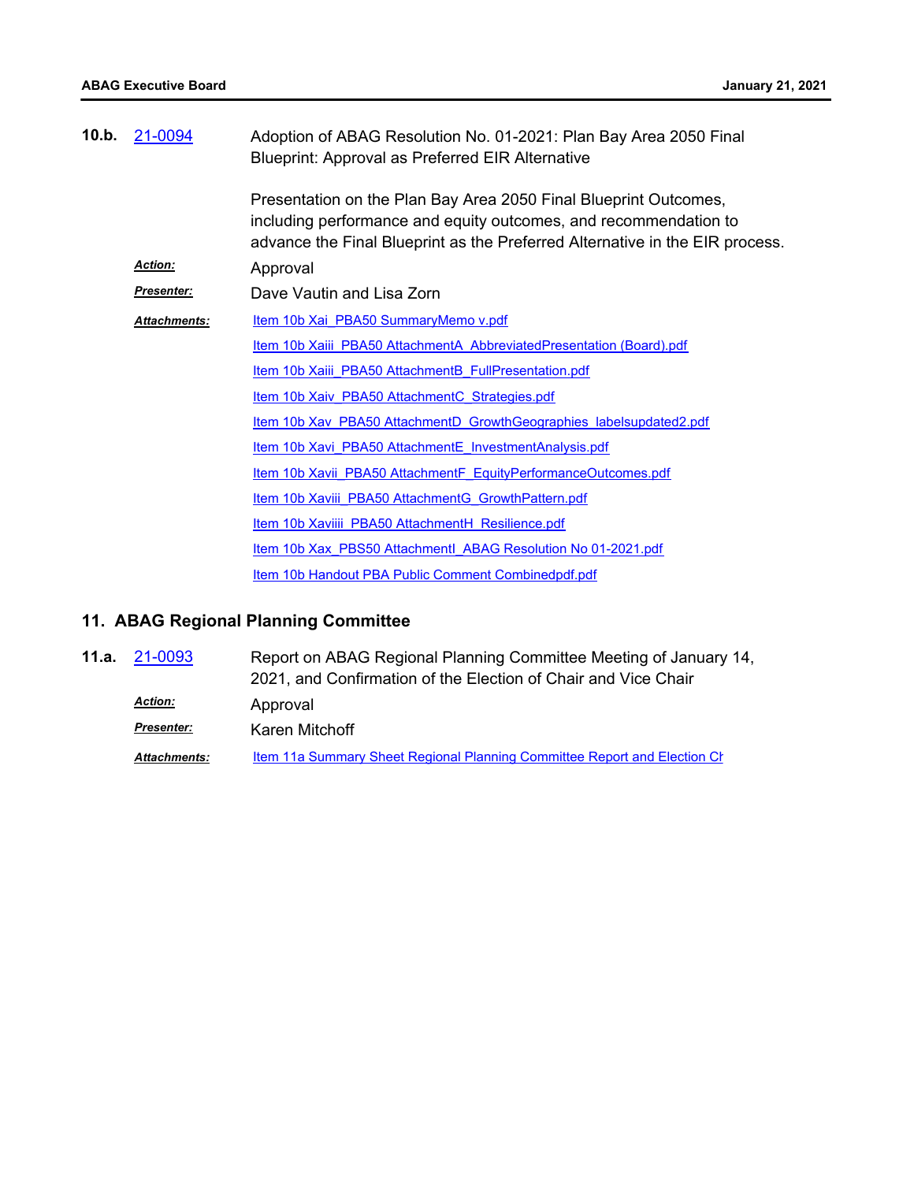**10.b.** 21-0094 Adoption of ABAG Resolution No. 01-2021: Plan Bay Area 2050 Final Blueprint: Approval as Preferred EIR Alternative

Presentation on the Plan Bay Area 2050 Final Blueprint Outcomes, including performance and equity outcomes, and recommendation to advance the Final Blueprint as the Preferred Alternative in the EIR process.

***Action:*** Approval

***Presenter:*** Dave Vautin and Lisa Zorn

***Attachments:***
- Item 10b Xai_PBA50 SummaryMemo v.pdf
- Item 10b Xaiii_PBA50 AttachmentA_AbbreviatedPresentation (Board).pdf
- Item 10b Xaiii_PBA50 AttachmentB_FullPresentation.pdf
- Item 10b Xaiv_PBA50 AttachmentC_Strategies.pdf
- Item 10b Xav_PBA50 AttachmentD_GrowthGeographies_labelsupdated2.pdf
- Item 10b Xavi_PBA50 AttachmentE_InvestmentAnalysis.pdf
- Item 10b Xavii_PBA50 AttachmentF_EquityPerformanceOutcomes.pdf
- Item 10b Xaviii_PBA50 AttachmentG_GrowthPattern.pdf
- Item 10b Xaviiii_PBA50 AttachmentH_Resilience.pdf
- Item 10b Xax_PBS50 AttachmentI_ABAG Resolution No 01-2021.pdf
- Item 10b Handout PBA Public Comment Combinedpdf.pdf

## 11. ABAG Regional Planning Committee

**11.a.** 21-0093 Report on ABAG Regional Planning Committee Meeting of January 14, 2021, and Confirmation of the Election of Chair and Vice Chair

***Action:*** Approval

***Presenter:*** Karen Mitchoff

***Attachments:***
- Item 11a Summary Sheet Regional Planning Committee Report and Election Ch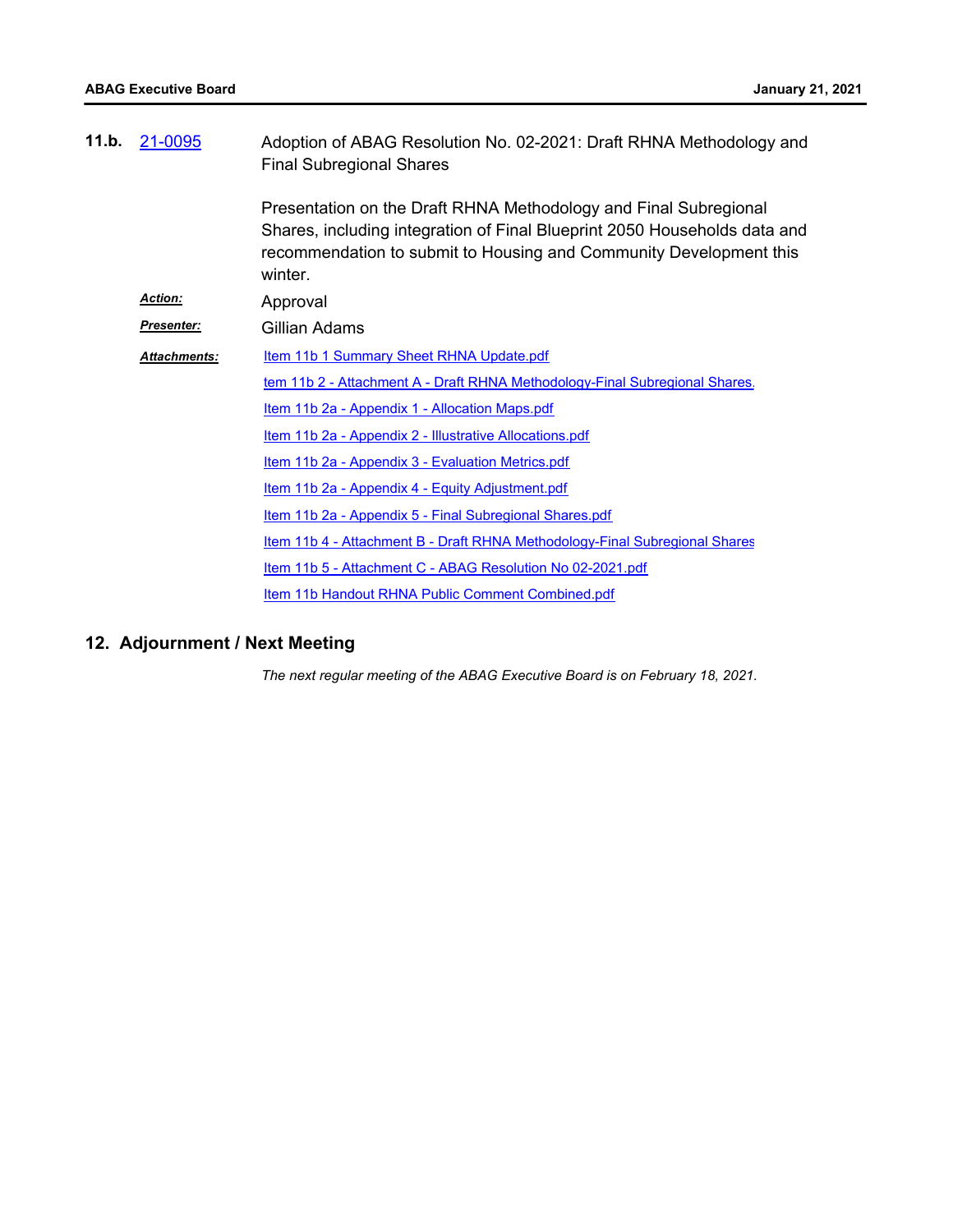**11.b.** 21-0095 Adoption of ABAG Resolution No. 02-2021: Draft RHNA Methodology and Final Subregional Shares

Presentation on the Draft RHNA Methodology and Final Subregional Shares, including integration of Final Blueprint 2050 Households data and recommendation to submit to Housing and Community Development this winter.

***Action:*** Approval

***Presenter:*** Gillian Adams

***Attachments:***
- Item 11b 1 Summary Sheet RHNA Update.pdf
- tem 11b 2 - Attachment A - Draft RHNA Methodology-Final Subregional Shares.
- Item 11b 2a - Appendix 1 - Allocation Maps.pdf
- Item 11b 2a - Appendix 2 - Illustrative Allocations.pdf
- Item 11b 2a - Appendix 3 - Evaluation Metrics.pdf
- Item 11b 2a - Appendix 4 - Equity Adjustment.pdf
- Item 11b 2a - Appendix 5 - Final Subregional Shares.pdf
- Item 11b 4 - Attachment B - Draft RHNA Methodology-Final Subregional Shares
- Item 11b 5 - Attachment C - ABAG Resolution No 02-2021.pdf
- Item 11b Handout RHNA Public Comment Combined.pdf

## 12. Adjournment / Next Meeting

*The next regular meeting of the ABAG Executive Board is on February 18, 2021.*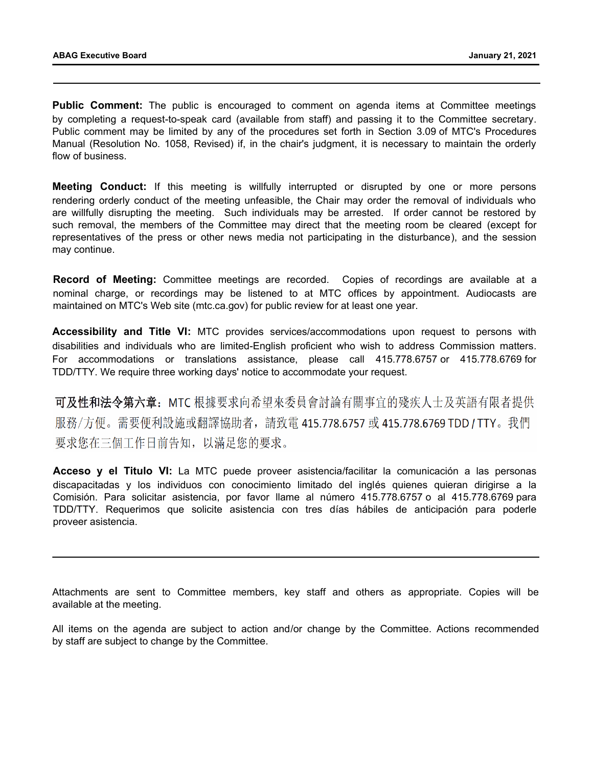**Public Comment:** The public is encouraged to comment on agenda items at Committee meetings by completing a request-to-speak card (available from staff) and passing it to the Committee secretary. Public comment may be limited by any of the procedures set forth in Section 3.09 of MTC's Procedures Manual (Resolution No. 1058, Revised) if, in the chair's judgment, it is necessary to maintain the orderly flow of business.

**Meeting Conduct:** If this meeting is willfully interrupted or disrupted by one or more persons rendering orderly conduct of the meeting unfeasible, the Chair may order the removal of individuals who are willfully disrupting the meeting. Such individuals may be arrested. If order cannot be restored by such removal, the members of the Committee may direct that the meeting room be cleared (except for representatives of the press or other news media not participating in the disturbance), and the session may continue.

**Record of Meeting:** Committee meetings are recorded. Copies of recordings are available at a nominal charge, or recordings may be listened to at MTC offices by appointment. Audiocasts are maintained on MTC's Web site (mtc.ca.gov) for public review for at least one year.

**Accessibility and Title VI:** MTC provides services/accommodations upon request to persons with disabilities and individuals who are limited-English proficient who wish to address Commission matters. For accommodations or translations assistance, please call 415.778.6757 or 415.778.6769 for TDD/TTY. We require three working days' notice to accommodate your request.

**可及性和法令第六章**：MTC 根據要求向希望來委員會討論有關事宜的殘疾人士及英語有限者提供服務/方便。需要便利設施或翻譯協助者，請致電 415.778.6757 或 415.778.6769 TDD / TTY。我們要求您在三個工作日前告知，以滿足您的要求。

**Acceso y el Titulo VI:** La MTC puede proveer asistencia/facilitar la comunicación a las personas discapacitadas y los individuos con conocimiento limitado del inglés quienes quieran dirigirse a la Comisión. Para solicitar asistencia, por favor llame al número 415.778.6757 o al 415.778.6769 para TDD/TTY. Requerimos que solicite asistencia con tres días hábiles de anticipación para poderle proveer asistencia.

---

Attachments are sent to Committee members, key staff and others as appropriate. Copies will be available at the meeting.

All items on the agenda are subject to action and/or change by the Committee. Actions recommended by staff are subject to change by the Committee.